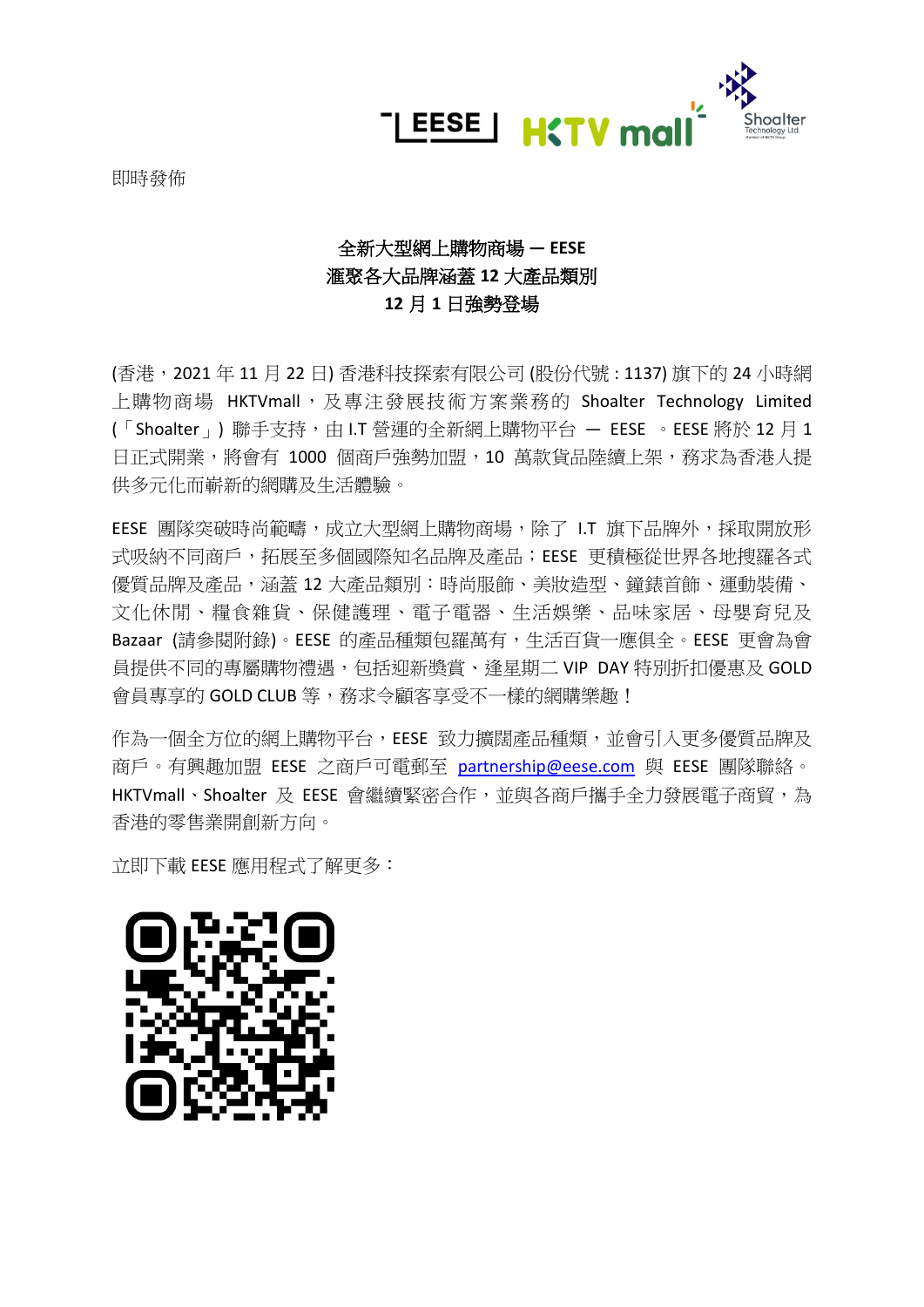即時發佈

**全新大型網上購物商場 — EESE**
**滙聚各大品牌涵蓋 12 大產品類別**
**12 月 1 日強勢登場**

(香港，2021 年 11 月 22 日) 香港科技探索有限公司 (股份代號 : 1137) 旗下的 24 小時網上購物商場 HKTVmall，及專注發展技術方案業務的 Shoalter Technology Limited (「Shoalter」) 聯手支持，由 I.T 營運的全新網上購物平台 — EESE 。EESE 將於 12 月 1 日正式開業，將會有 1000 個商戶強勢加盟，10 萬款貨品陸續上架，務求為香港人提供多元化而嶄新的網購及生活體驗。

EESE 團隊突破時尚範疇，成立大型網上購物商場，除了 I.T 旗下品牌外，採取開放形式吸納不同商戶，拓展至多個國際知名品牌及產品；EESE 更積極從世界各地搜羅各式優質品牌及產品，涵蓋 12 大產品類別：時尚服飾、美妝造型、鐘錶首飾、運動裝備、文化休閒、糧食雜貨、保健護理、電子電器、生活娛樂、品味家居、母嬰育兒及 Bazaar (請參閱附錄)。EESE 的產品種類包羅萬有，生活百貨一應俱全。EESE 更會為會員提供不同的專屬購物禮遇，包括迎新獎賞、逢星期二 VIP DAY 特別折扣優惠及 GOLD 會員專享的 GOLD CLUB 等，務求令顧客享受不一樣的網購樂趣！

作為一個全方位的網上購物平台，EESE 致力擴闊產品種類，並會引入更多優質品牌及商戶。有興趣加盟 EESE 之商戶可電郵至 partnership@eese.com 與 EESE 團隊聯絡。HKTVmall、Shoalter 及 EESE 會繼續緊密合作，並與各商戶攜手全力發展電子商貿，為香港的零售業開創新方向。

立即下載 EESE 應用程式了解更多：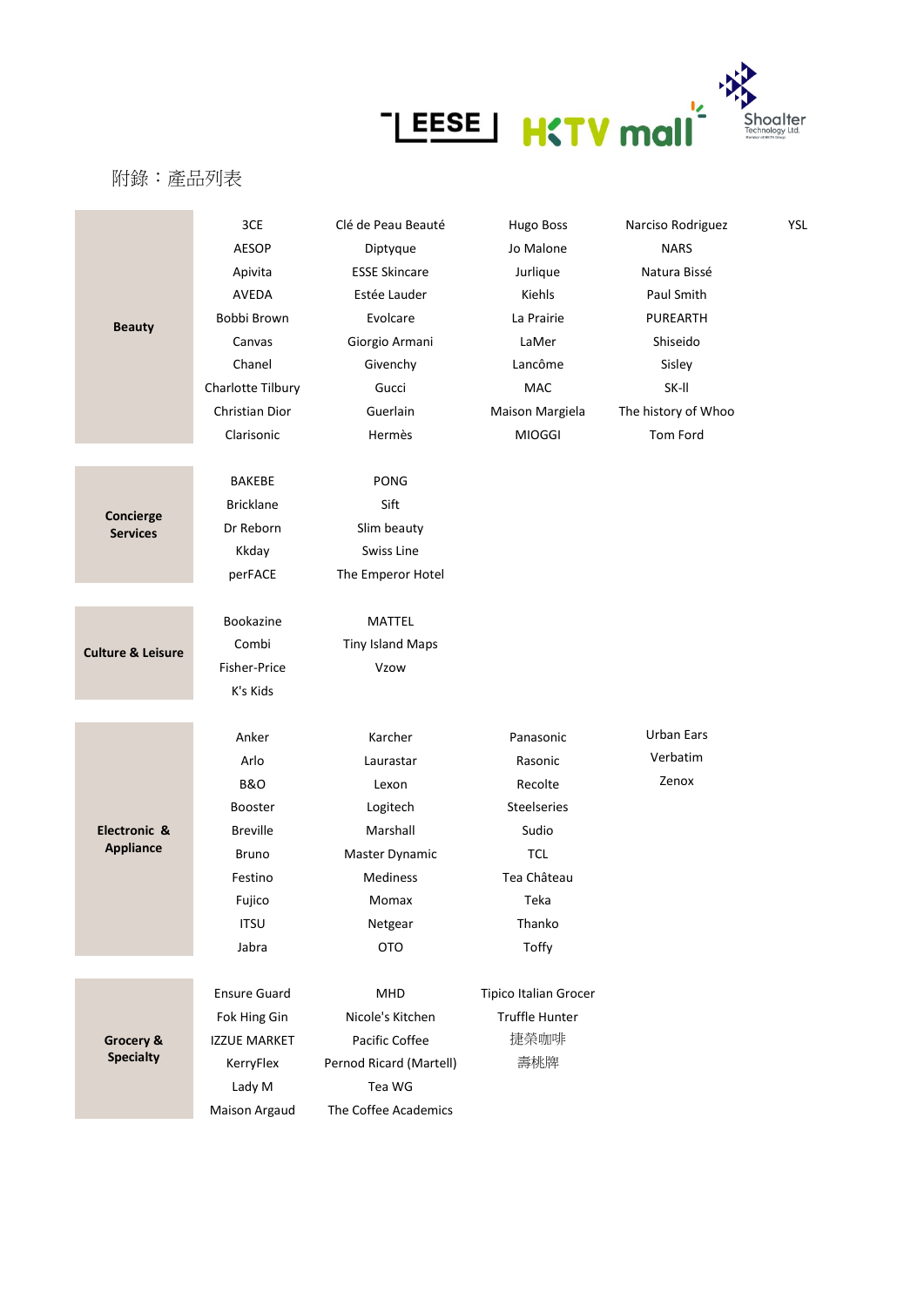附錄：產品列表

| Category | | | | | |
|---|---|---|---|---|---|
| **Beauty** | 3CE | Clé de Peau Beauté | Hugo Boss | Narciso Rodriguez | YSL |
| | AESOP | Diptyque | Jo Malone | NARS | |
| | Apivita | ESSE Skincare | Jurlique | Natura Bissé | |
| | AVEDA | Estée Lauder | Kiehls | Paul Smith | |
| | Bobbi Brown | Evolcare | La Prairie | PUREARTH | |
| | Canvas | Giorgio Armani | LaMer | Shiseido | |
| | Chanel | Givenchy | Lancôme | Sisley | |
| | Charlotte Tilbury | Gucci | MAC | SK-II | |
| | Christian Dior | Guerlain | Maison Margiela | The history of Whoo | |
| | Clarisonic | Hermès | MIOGGI | Tom Ford | |
| **Concierge Services** | BAKEBE | PONG | | | |
| | Bricklane | Sift | | | |
| | Dr Reborn | Slim beauty | | | |
| | Kkday | Swiss Line | | | |
| | perFACE | The Emperor Hotel | | | |
| **Culture & Leisure** | Bookazine | MATTEL | | | |
| | Combi | Tiny Island Maps | | | |
| | Fisher-Price | Vzow | | | |
| | K's Kids | | | | |
| **Electronic & Appliance** | Anker | Karcher | Panasonic | Urban Ears | |
| | Arlo | Laurastar | Rasonic | Verbatim | |
| | B&O | Lexon | Recolte | Zenox | |
| | Booster | Logitech | Steelseries | | |
| | Breville | Marshall | Sudio | | |
| | Bruno | Master Dynamic | TCL | | |
| | Festino | Mediness | Tea Château | | |
| | Fujico | Momax | Teka | | |
| | ITSU | Netgear | Thanko | | |
| | Jabra | OTO | Toffy | | |
| **Grocery & Specialty** | Ensure Guard | MHD | Tipico Italian Grocer | | |
| | Fok Hing Gin | Nicole's Kitchen | Truffle Hunter | | |
| | IZZUE MARKET | Pacific Coffee | 捷榮咖啡 | | |
| | KerryFlex | Pernod Ricard (Martell) | 壽桃牌 | | |
| | Lady M | Tea WG | | | |
| | Maison Argaud | The Coffee Academics | | | |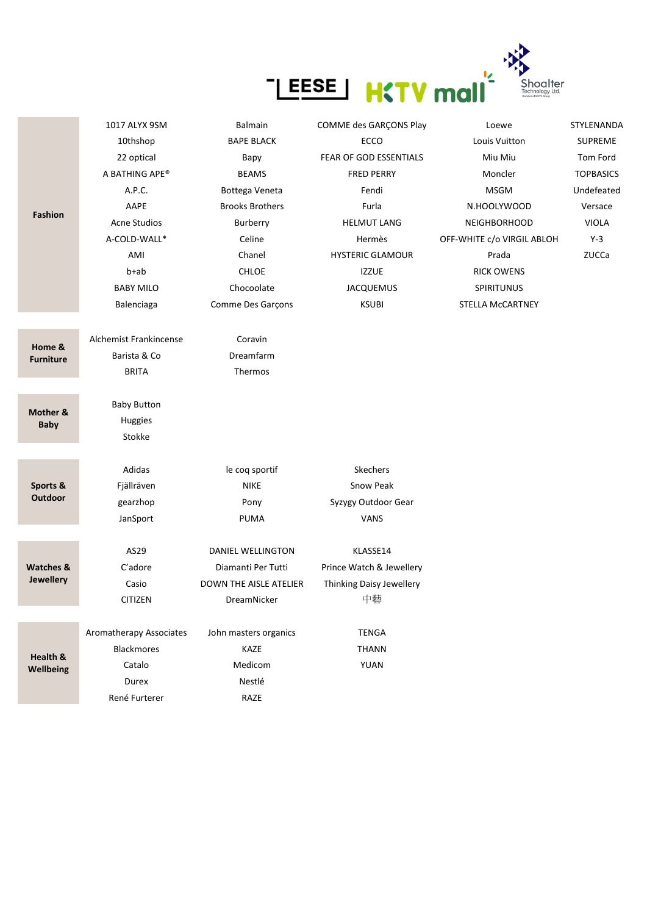LEESE | HKTV mall | Shoalter Technology Ltd.

| Category | | | | | |
|---|---|---|---|---|---|
| **Fashion** | 1017 ALYX 9SM | Balmain | COMME des GARÇONS Play | Loewe | STYLENANDA |
| | 10thshop | BAPE BLACK | ECCO | Louis Vuitton | SUPREME |
| | 22 optical | Bapy | FEAR OF GOD ESSENTIALS | Miu Miu | Tom Ford |
| | A BATHING APE® | BEAMS | FRED PERRY | Moncler | TOPBASICS |
| | A.P.C. | Bottega Veneta | Fendi | MSGM | Undefeated |
| | AAPE | Brooks Brothers | Furla | N.HOOLYWOOD | Versace |
| | Acne Studios | Burberry | HELMUT LANG | NEIGHBORHOOD | VIOLA |
| | A-COLD-WALL* | Celine | Hermès | OFF-WHITE c/o VIRGIL ABLOH | Y-3 |
| | AMI | Chanel | HYSTERIC GLAMOUR | Prada | ZUCCa |
| | b+ab | CHLOE | IZZUE | RICK OWENS | |
| | BABY MILO | Chocoolate | JACQUEMUS | SPIRITUNUS | |
| | Balenciaga | Comme Des Garçons | KSUBI | STELLA McCARTNEY | |
| **Home & Furniture** | Alchemist Frankincense | Coravin | | | |
| | Barista & Co | Dreamfarm | | | |
| | BRITA | Thermos | | | |
| **Mother & Baby** | Baby Button | | | | |
| | Huggies | | | | |
| | Stokke | | | | |
| **Sports & Outdoor** | Adidas | le coq sportif | Skechers | | |
| | Fjällräven | NIKE | Snow Peak | | |
| | gearzhop | Pony | Syzygy Outdoor Gear | | |
| | JanSport | PUMA | VANS | | |
| **Watches & Jewellery** | AS29 | DANIEL WELLINGTON | KLASSE14 | | |
| | C'adore | Diamanti Per Tutti | Prince Watch & Jewellery | | |
| | Casio | DOWN THE AISLE ATELIER | Thinking Daisy Jewellery | | |
| | CITIZEN | DreamNicker | 中藝 | | |
| **Health & Wellbeing** | Aromatherapy Associates | John masters organics | TENGA | | |
| | Blackmores | KAZE | THANN | | |
| | Catalo | Medicom | YUAN | | |
| | Durex | Nestlé | | | |
| | René Furterer | RAZE | | | |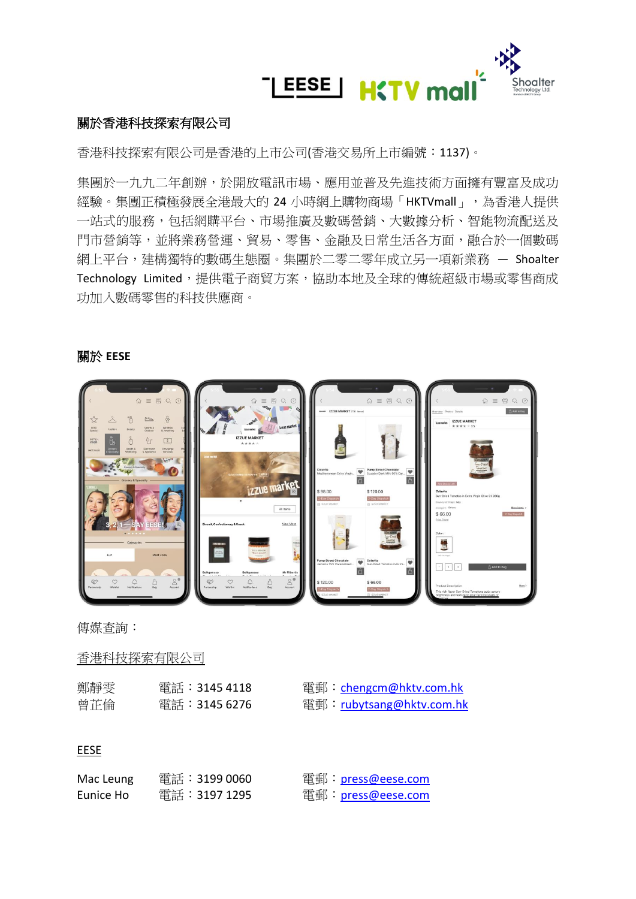## 關於香港科技探索有限公司

香港科技探索有限公司是香港的上市公司(香港交易所上市編號：1137)。

集團於一九九二年創辦，於開放電訊市場、應用並普及先進技術方面擁有豐富及成功經驗。集團正積極發展全港最大的 24 小時網上購物商場「HKTVmall」，為香港人提供一站式的服務，包括網購平台、市場推廣及數碼營銷、大數據分析、智能物流配送及門市營銷等，並將業務營運、貿易、零售、金融及日常生活各方面，融合於一個數碼網上平台，建構獨特的數碼生態圈。集團於二零二零年成立另一項新業務 — Shoalter Technology Limited，提供電子商貿方案，協助本地及全球的傳統超級市場或零售商成功加入數碼零售的科技供應商。

## 關於 EESE

傳媒查詢：

香港科技探索有限公司

| | | |
|---|---|---|
| 鄭靜雯 | 電話：3145 4118 | 電郵：chengcm@hktv.com.hk |
| 曾芷倫 | 電話：3145 6276 | 電郵：rubytsang@hktv.com.hk |

EESE

| | | |
|---|---|---|
| Mac Leung | 電話：3199 0060 | 電郵：press@eese.com |
| Eunice Ho | 電話：3197 1295 | 電郵：press@eese.com |